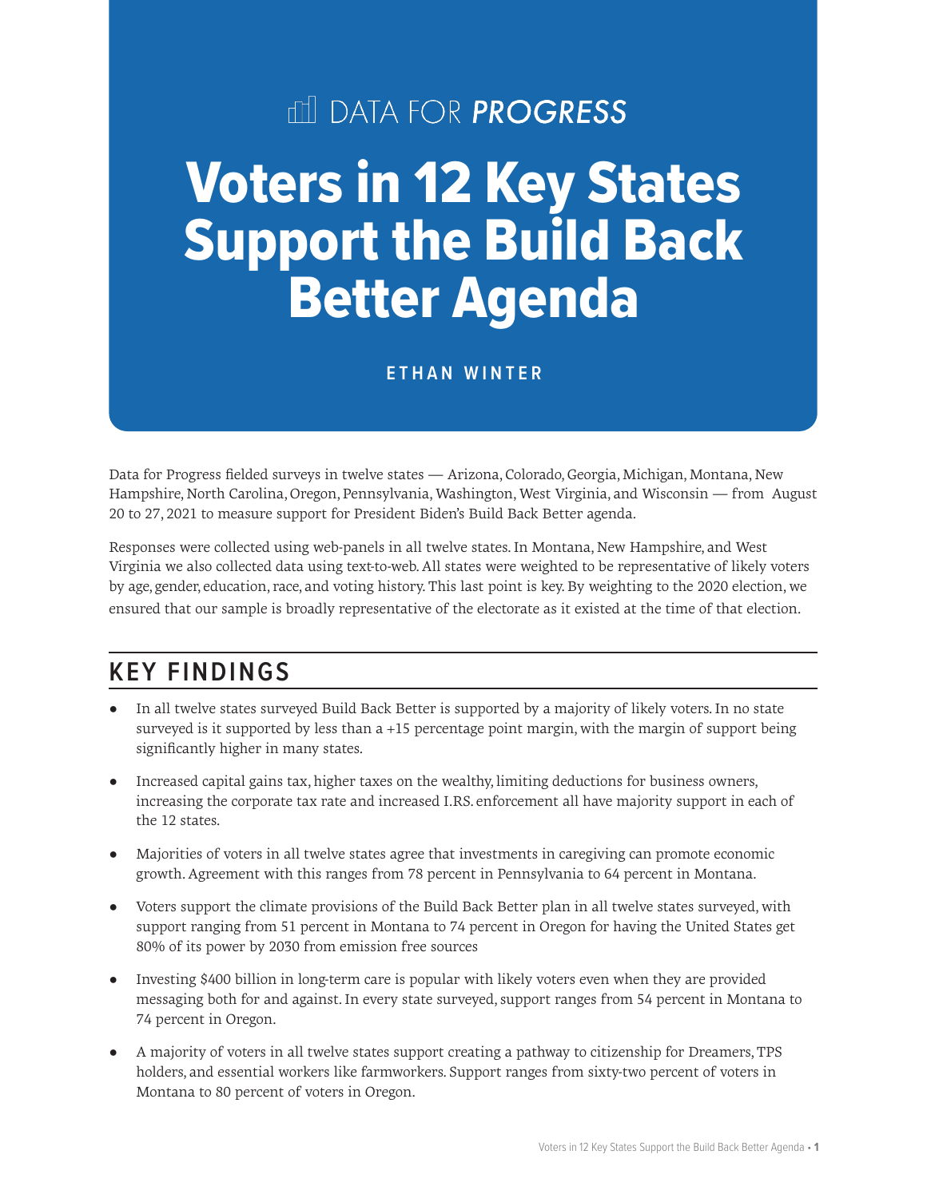DATA FOR *PROGRESS*

# Voters in 12 Key States Support the Build Back Better Agenda

**ETHAN WINTER**

Data for Progress fielded surveys in twelve states — Arizona, Colorado, Georgia, Michigan, Montana, New Hampshire, North Carolina, Oregon, Pennsylvania, Washington, West Virginia, and Wisconsin — from August 20 to 27, 2021 to measure support for President Biden's Build Back Better agenda.

Responses were collected using web-panels in all twelve states. In Montana, New Hampshire, and West Virginia we also collected data using text-to-web. All states were weighted to be representative of likely voters by age, gender, education, race, and voting history. This last point is key. By weighting to the 2020 election, we ensured that our sample is broadly representative of the electorate as it existed at the time of that election.

## KEY FINDINGS

- In all twelve states surveyed Build Back Better is supported by a majority of likely voters. In no state surveyed is it supported by less than a +15 percentage point margin, with the margin of support being significantly higher in many states.
- Increased capital gains tax, higher taxes on the wealthy, limiting deductions for business owners, increasing the corporate tax rate and increased I.RS. enforcement all have majority support in each of the 12 states.
- Majorities of voters in all twelve states agree that investments in caregiving can promote economic growth. Agreement with this ranges from 78 percent in Pennsylvania to 64 percent in Montana.
- Voters support the climate provisions of the Build Back Better plan in all twelve states surveyed, with support ranging from 51 percent in Montana to 74 percent in Oregon for having the United States get 80% of its power by 2030 from emission free sources
- Investing $400 billion in long-term care is popular with likely voters even when they are provided messaging both for and against. In every state surveyed, support ranges from 54 percent in Montana to 74 percent in Oregon.
- A majority of voters in all twelve states support creating a pathway to citizenship for Dreamers, TPS holders, and essential workers like farmworkers. Support ranges from sixty-two percent of voters in Montana to 80 percent of voters in Oregon.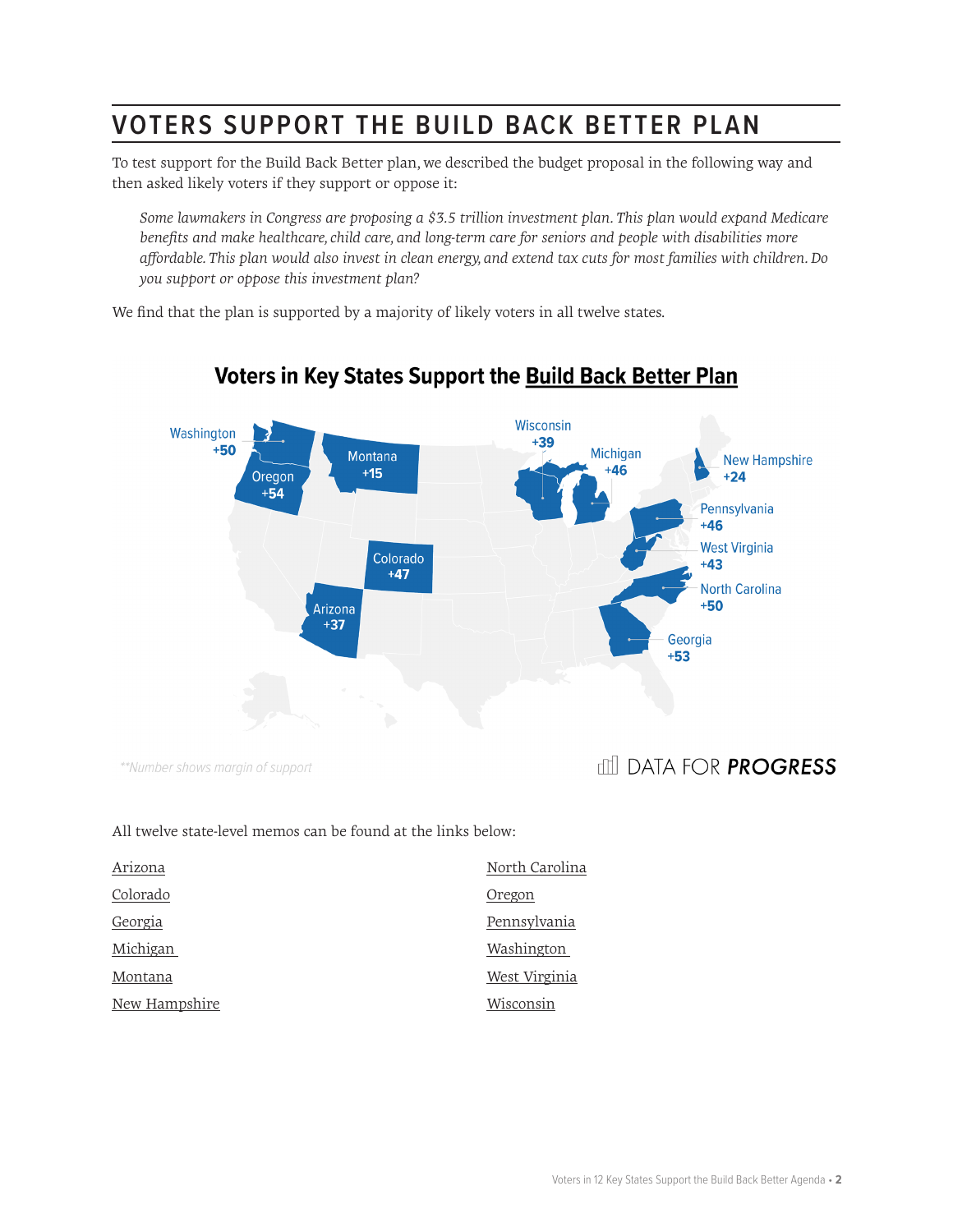# VOTERS SUPPORT THE BUILD BACK BETTER PLAN

To test support for the Build Back Better plan, we described the budget proposal in the following way and then asked likely voters if they support or oppose it:

> *Some lawmakers in Congress are proposing a $3.5 trillion investment plan. This plan would expand Medicare benefits and make healthcare, child care, and long-term care for seniors and people with disabilities more affordable. This plan would also invest in clean energy, and extend tax cuts for most families with children. Do you support or oppose this investment plan?*

We find that the plan is supported by a majority of likely voters in all twelve states.

**Voters in Key States Support the Build Back Better Plan**

Washington +50
Oregon +54
Montana +15
Colorado +47
Arizona +37
Wisconsin +39
Michigan +46
New Hampshire +24
Pennsylvania +46
West Virginia +43
North Carolina +50
Georgia +53

*\*\*Number shows margin of support*

DATA FOR PROGRESS

All twelve state-level memos can be found at the links below:

- Arizona
- Colorado
- Georgia
- Michigan
- Montana
- New Hampshire
- North Carolina
- Oregon
- Pennsylvania
- Washington
- West Virginia
- Wisconsin